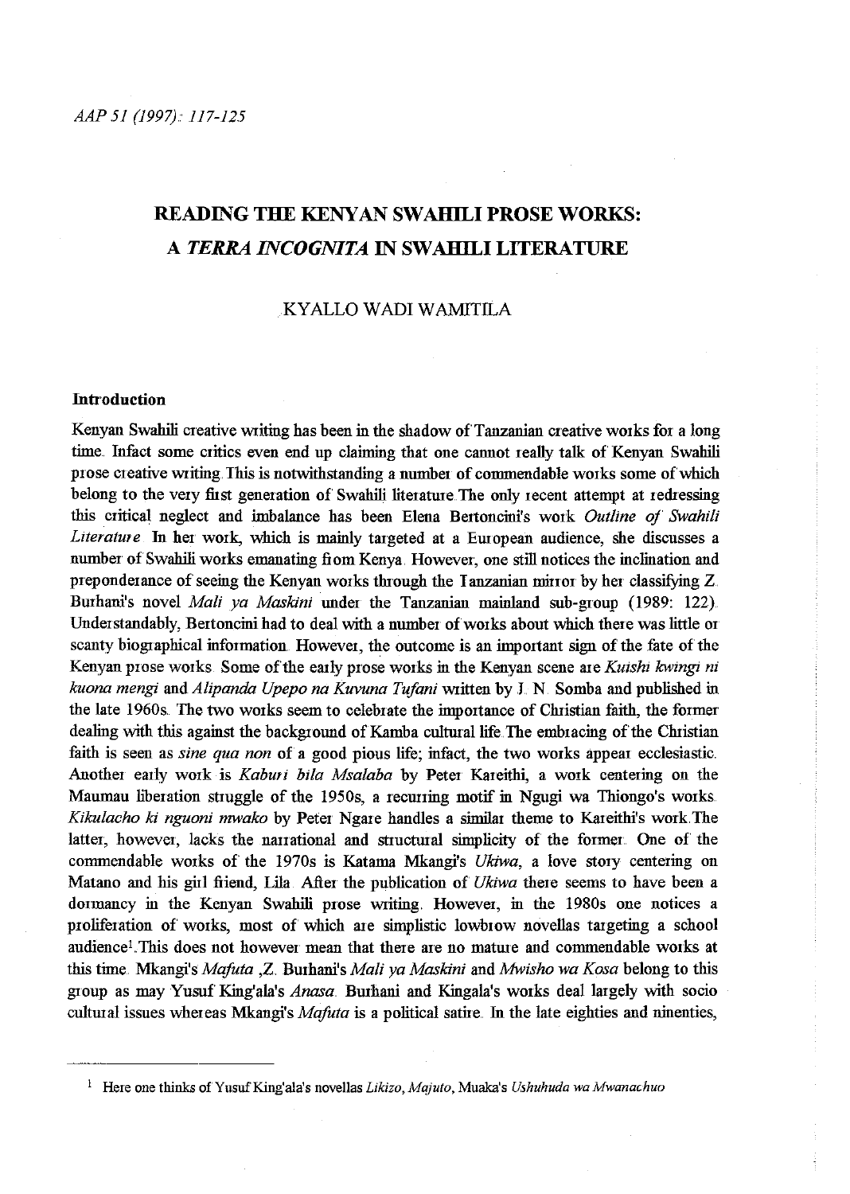# READING THE KENYAN SWAHILI PROSE WORKS: A *TERRA INCOGNITA* IN SWAHILI LITERATURE

KYALLO WADI WAMITILA

## Introduction

Kenyan Swahili creative writing has been in the shadow of Tanzanian creative works for a long time. Infact some critics even end up claiming that one cannot really talk of Kenyan Swahili prose creative writing. This is notwithstanding a number of commendable works some of which belong to the very first generation of Swahili literature. The only recent attempt at redressing this critical neglect and imbalance has been Elena Bertoncini's work *Outline of Swahili Literature*. In her work, which is mainly targeted at a European audience, she discusses a number of Swahili works emanating from Kenya. However, one still notices the inclination and preponderance of seeing the Kenyan works through the Tanzanian mirror by her classifying Z. Burhani's novel *Mali ya Maskini* under the Tanzanian mainland sub-group (1989: 122). Understandably, Bertoncini had to deal with a number of works about which there was little or scanty biographical information. However, the outcome is an important sign of the fate of the Kenyan prose works. Some of the early prose works in the Kenyan scene are *Kuishi kwingi ni kuona mengi* and *Alipanda Upepo na Kuvuna Tufani* written by J. N. Somba and published in the late 1960s. The two works seem to celebrate the importance of Christian faith, the former dealing with this against the background of Kamba cultural life. The embracing of the Christian faith is seen as *sine qua non* of a good pious life; infact, the two works appear ecclesiastic. Another early work is *Kaburi bila Msalaba* by Peter Kareithi, a work centering on the Maumau liberation struggle of the 1950s, a recurring motif in Ngugi wa Thiongo's works. *Kikulacho ki nguoni mwako* by Peter Ngare handles a similar theme to Kareithi's work. The latter, however, lacks the narrational and structural simplicity of the former. One of the commendable works of the 1970s is Katama Mkangi's *Ukiwa*, a love story centering on Matano and his girl friend, Lila. After the publication of *Ukiwa* there seems to have been a dormancy in the Kenyan Swahili prose writing. However, in the 1980s one notices a proliferation of works, most of which are simplistic lowbrow novellas targeting a school audience[1]. This does not however mean that there are no mature and commendable works at this time. Mkangi's *Mafuta*, Z. Burhani's *Mali ya Maskini* and *Mwisho wa Kosa* belong to this group as may Yusuf King'ala's *Anasa*. Burhani and Kingala's works deal largely with socio cultural issues whereas Mkangi's *Mafuta* is a political satire. In the late eighties and nineties,

[1] Here one thinks of Yusuf King'ala's novellas *Likizo*, *Majuto*, Muaka's *Ushuhuda wa Mwanachuo*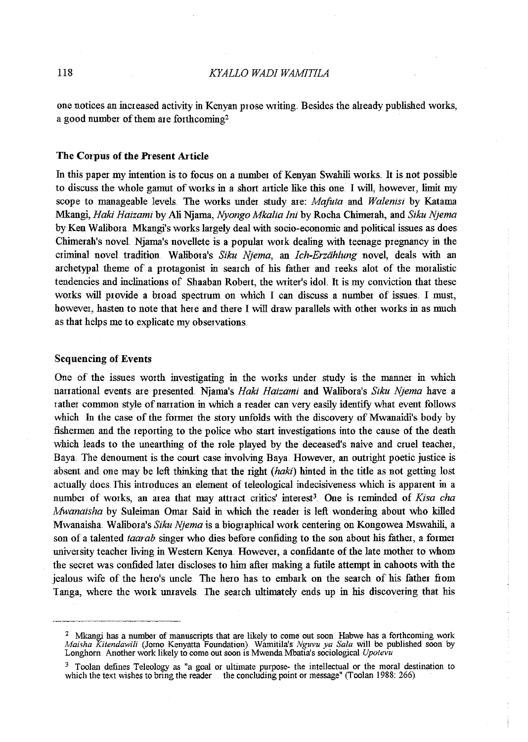one notices an increased activity in Kenyan prose writing. Besides the already published works, a good number of them are forthcoming[2].

### The Corpus of the Present Article

In this paper my intention is to focus on a number of Kenyan Swahili works. It is not possible to discuss the whole gamut of works in a short article like this one. I will, however, limit my scope to manageable levels. The works under study are: *Mafuta* and *Walenisi* by Katama Mkangi, *Haki Haizami* by Ali Njama, *Nyongo Mkalia Ini* by Rocha Chimerah, and *Siku Njema* by Ken Walibora. Mkangi's works largely deal with socio-economic and political issues as does Chimerah's novel. Njama's novellete is a popular work dealing with teenage pregnancy in the criminal novel tradition. Walibora's *Siku Njema*, an *Ich-Erzählung* novel, deals with an archetypal theme of a protagonist in search of his father and reeks alot of the moralistic tendencies and inclinations of Shaaban Robert, the writer's idol. It is my conviction that these works will provide a broad spectrum on which I can discuss a number of issues. I must, however, hasten to note that here and there I will draw parallels with other works in as much as that helps me to explicate my observations.

### Sequencing of Events

One of the issues worth investigating in the works under study is the manner in which narrational events are presented. Njama's *Haki Haizami* and Walibora's *Siku Njema* have a rather common style of narration in which a reader can very easily identify what event follows which. In the case of the former the story unfolds with the discovery of Mwanaidi's body by fishermen and the reporting to the police who start investigations into the cause of the death which leads to the unearthing of the role played by the deceased's naive and cruel teacher, Baya. The denoument is the court case involving Baya. However, an outright poetic justice is absent and one may be left thinking that the right (*haki*) hinted in the title as not getting lost actually does. This introduces an element of teleological indecisiveness which is apparent in a number of works, an area that may attract critics' interest[3]. One is reminded of *Kisa cha Mwanaisha* by Suleiman Omar Said in which the reader is left wondering about who killed Mwanaisha. Walibora's *Siku Njema* is a biographical work centering on Kongowea Mswahili, a son of a talented *taarab* singer who dies before confiding to the son about his father, a former university teacher living in Western Kenya. However, a confidante of the late mother to whom the secret was confided later discloses to him after making a futile attempt in cahoots with the jealous wife of the hero's uncle. The hero has to embark on the search of his father from Tanga, where the work unravels. The search ultimately ends up in his discovering that his

---

[2] Mkangi has a number of manuscripts that are likely to come out soon. Habwe has a forthcoming work *Maisha Kitendawili* (Jomo Kenyatta Foundation). Wamitila's *Nguvu ya Sala* will be published soon by Longhorn. Another work likely to come out soon is Mwenda Mbatia's sociological *Upotevu*

[3] Toolan defines Teleology as "a goal or ultimate purpose- the intellectual or the moral destination to which the text wishes to bring the reader ... the concluding point or message" (Toolan 1988: 266).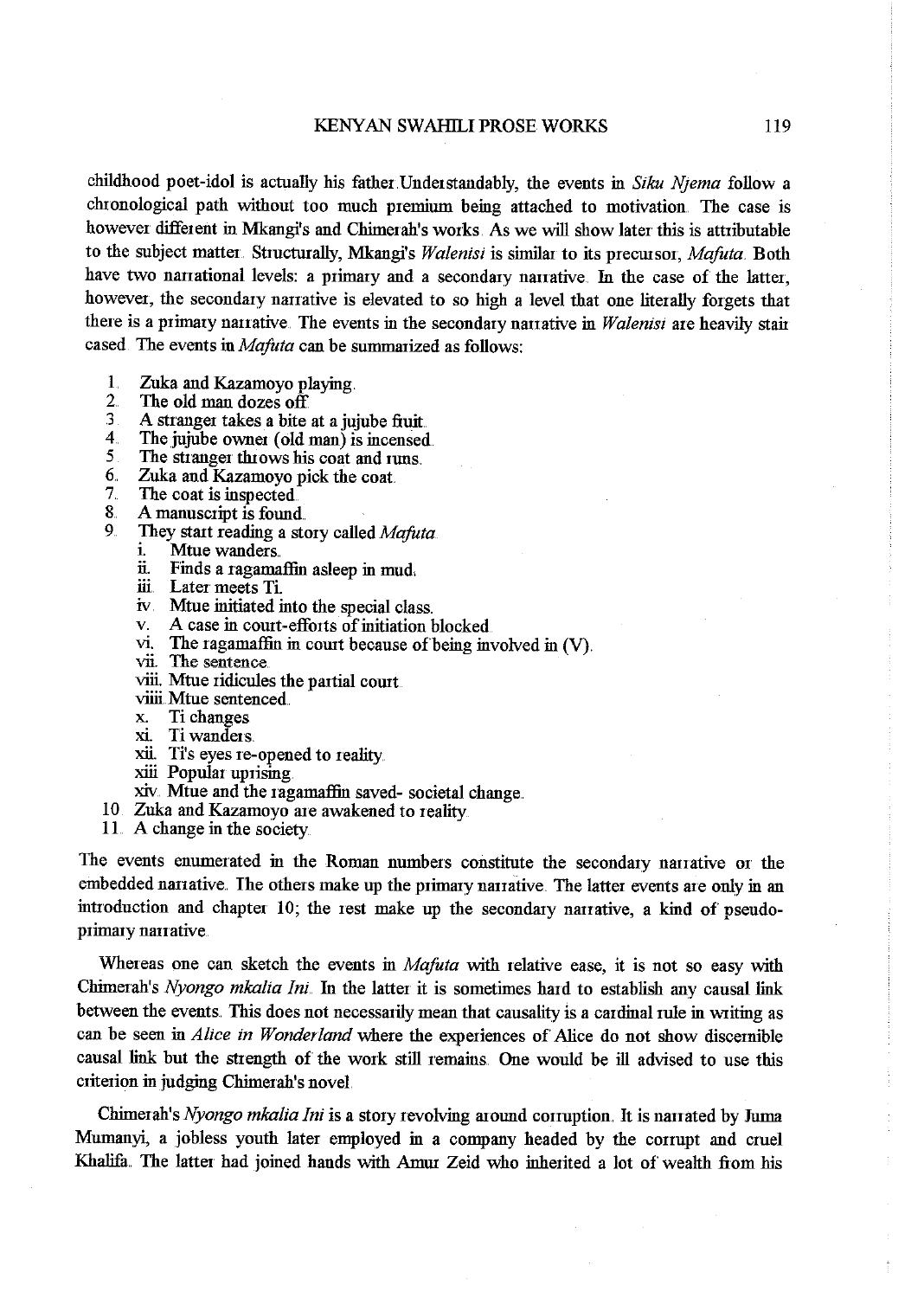childhood poet-idol is actually his father.Understandably, the events in *Siku Njema* follow a chronological path without too much premium being attached to motivation. The case is however different in Mkangi's and Chimerah's works. As we will show later this is attributable to the subject matter. Structurally, Mkangi's *Walenisi* is similar to its precursor, *Mafuta*. Both have two narrational levels: a primary and a secondary narrative. In the case of the latter, however, the secondary narrative is elevated to so high a level that one literally forgets that there is a primary narrative. The events in the secondary narrative in *Walenisi* are heavily stair cased. The events in *Mafuta* can be summarized as follows:

1. Zuka and Kazamoyo playing.
2. The old man dozes off.
3. A stranger takes a bite at a jujube fruit.
4. The jujube owner (old man) is incensed.
5. The stranger throws his coat and runs.
6. Zuka and Kazamoyo pick the coat.
7. The coat is inspected.
8. A manuscript is found.
9. They start reading a story called *Mafuta*.
   - i. Mtue wanders.
   - ii. Finds a ragamaffin asleep in mud.
   - iii. Later meets Ti.
   - iv. Mtue initiated into the special class.
   - v. A case in court-efforts of initiation blocked.
   - vi. The ragamaffin in court because of being involved in (V).
   - vii. The sentence.
   - viii. Mtue ridicules the partial court.
   - viiii. Mtue sentenced.
   - x. Ti changes.
   - xi. Ti wanders.
   - xii. Ti's eyes re-opened to reality.
   - xiii. Popular uprising.
   - xiv. Mtue and the ragamaffin saved- societal change.
10. Zuka and Kazamoyo are awakened to reality.
11. A change in the society.

The events enumerated in the Roman numbers constitute the secondary narrative or the embedded narrative. The others make up the primary narrative. The latter events are only in an introduction and chapter 10; the rest make up the secondary narrative, a kind of pseudo-primary narrative.

Whereas one can sketch the events in *Mafuta* with relative ease, it is not so easy with Chimerah's *Nyongo mkalia Ini*. In the latter it is sometimes hard to establish any causal link between the events. This does not necessarily mean that causality is a cardinal rule in writing as can be seen in *Alice in Wonderland* where the experiences of Alice do not show discernible causal link but the strength of the work still remains. One would be ill advised to use this criterion in judging Chimerah's novel.

Chimerah's *Nyongo mkalia Ini* is a story revolving around corruption. It is narrated by Juma Mumanyi, a jobless youth later employed in a company headed by the corrupt and cruel Khalifa. The latter had joined hands with Amur Zeid who inherited a lot of wealth from his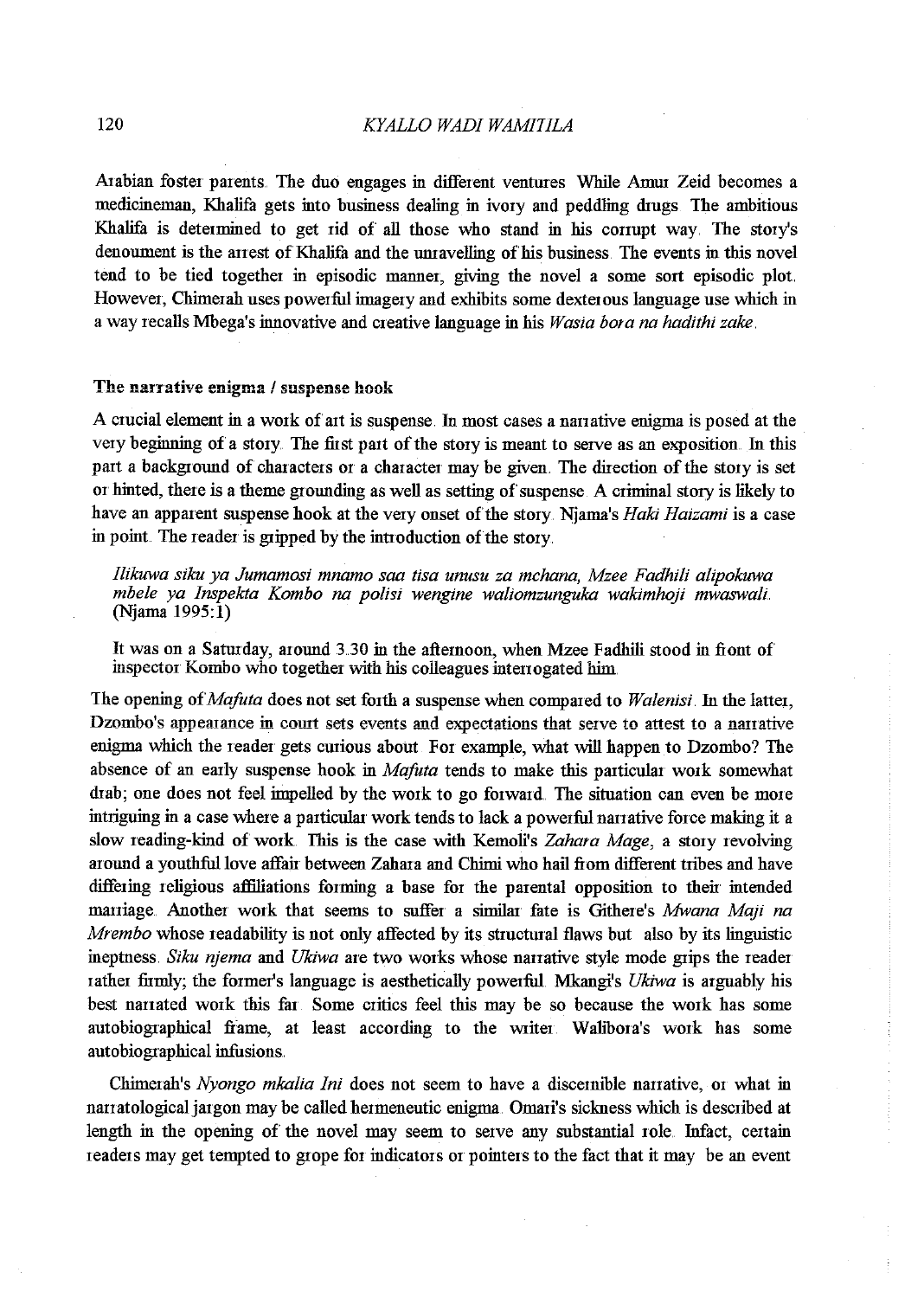Arabian foster parents. The duo engages in different ventures. While Amur Zeid becomes a medicineman, Khalifa gets into business dealing in ivory and peddling drugs. The ambitious Khalifa is determined to get rid of all those who stand in his corrupt way. The story's denoument is the arrest of Khalifa and the unravelling of his business. The events in this novel tend to be tied together in episodic manner, giving the novel a some sort episodic plot. However, Chimerah uses powerful imagery and exhibits some dexterous language use which in a way recalls Mbega's innovative and creative language in his *Wasia bora na hadithi zake*.

#### The narrative enigma / suspense hook

A crucial element in a work of art is suspense. In most cases a narrative enigma is posed at the very beginning of a story. The first part of the story is meant to serve as an exposition. In this part a background of characters or a character may be given. The direction of the story is set or hinted, there is a theme grounding as well as setting of suspense. A criminal story is likely to have an apparent suspense hook at the very onset of the story. Njama's *Haki Haizami* is a case in point. The reader is gripped by the introduction of the story.

> *Ilikuwa siku ya Jumamosi mnamo saa tisa unusu za mchana, Mzee Fadhili alipokuwa mbele ya Inspekta Kombo na polisi wengine waliomzunguka wakimhoji mwaswali.* (Njama 1995:1)
>
> It was on a Saturday, around 3.30 in the afternoon, when Mzee Fadhili stood in front of inspector Kombo who together with his colleagues interrogated him.

The opening of *Mafuta* does not set forth a suspense when compared to *Walenisi*. In the latter, Dzombo's appearance in court sets events and expectations that serve to attest to a narrative enigma which the reader gets curious about. For example, what will happen to Dzombo? The absence of an early suspense hook in *Mafuta* tends to make this particular work somewhat drab; one does not feel impelled by the work to go forward. The situation can even be more intriguing in a case where a particular work tends to lack a powerful narrative force making it a slow reading-kind of work. This is the case with Kemoli's *Zahara Mage*, a story revolving around a youthful love affair between Zahara and Chimi who hail from different tribes and have differing religious affiliations forming a base for the parental opposition to their intended marriage. Another work that seems to suffer a similar fate is Githere's *Mwana Maji na Mrembo* whose readability is not only affected by its structural flaws but also by its linguistic ineptness. *Siku njema* and *Ukiwa* are two works whose narrative style mode grips the reader rather firmly; the former's language is aesthetically powerful. Mkangi's *Ukiwa* is arguably his best narrated work this far. Some critics feel this may be so because the work has some autobiographical frame, at least according to the writer. Walibora's work has some autobiographical infusions.

Chimerah's *Nyongo mkalia Ini* does not seem to have a discernible narrative, or what in narratological jargon may be called hermeneutic enigma. Omari's sickness which is described at length in the opening of the novel may seem to serve any substantial role. Infact, certain readers may get tempted to grope for indicators or pointers to the fact that it may be an event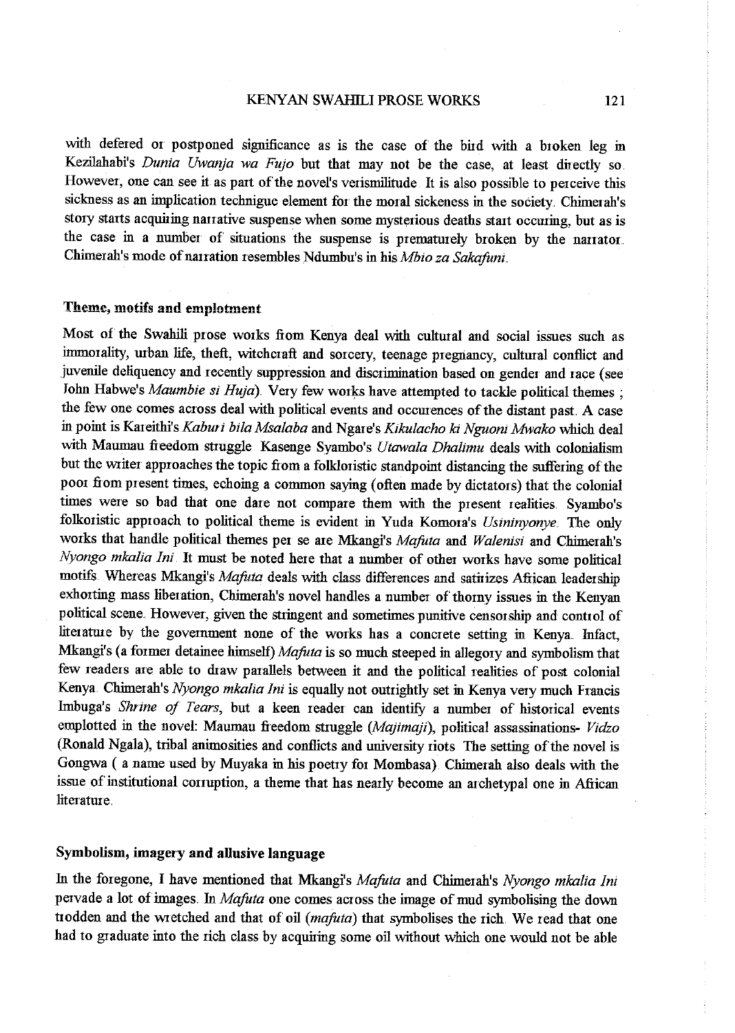with defered or postponed significance as is the case of the bird with a broken leg in Kezilahabi's *Dunia Uwanja wa Fujo* but that may not be the case, at least directly so. However, one can see it as part of the novel's verismilitude. It is also possible to perceive this sickness as an implication technigue element for the moral sickeness in the society. Chimerah's story starts acquiring narrative suspense when some mysterious deaths start occuring, but as is the case in a number of situations the suspense is prematurely broken by the narrator. Chimerah's mode of narration resembles Ndumbu's in his *Mbio za Sakafuni*.

## Theme, motifs and emplotment

Most of the Swahili prose works from Kenya deal with cultural and social issues such as immorality, urban life, theft, witchcraft and sorcery, teenage pregnancy, cultural conflict and juvenile deliquency and recently suppression and discrimination based on gender and race (see John Habwe's *Maumbie si Huja*). Very few works have attempted to tackle political themes ; the few one comes across deal with political events and occurences of the distant past. A case in point is Kareithi's *Kaburi bila Msalaba* and Ngare's *Kikulacho ki Nguoni Mwako* which deal with Maumau freedom struggle. Kasenge Syambo's *Utawala Dhalimu* deals with colonialism but the writer approaches the topic from a folkloristic standpoint distancing the suffering of the poor from present times, echoing a common saying (often made by dictators) that the colonial times were so bad that one dare not compare them with the present realities. Syambo's folkoristic approach to political theme is evident in Yuda Komora's *Usininyonye*. The only works that handle political themes per se are Mkangi's *Mafuta* and *Walenisi* and Chimerah's *Nyongo mkalia Ini*. It must be noted here that a number of other works have some political motifs. Whereas Mkangi's *Mafuta* deals with class differences and satirizes African leadership exhorting mass liberation, Chimerah's novel handles a number of thorny issues in the Kenyan political scene. However, given the stringent and sometimes punitive censorship and control of literature by the government none of the works has a concrete setting in Kenya. Infact, Mkangi's (a former detainee himself) *Mafuta* is so much steeped in allegory and symbolism that few readers are able to draw parallels between it and the political realities of post colonial Kenya. Chimerah's *Nyongo mkalia Ini* is equally not outrightly set in Kenya very much Francis Imbuga's *Shrine of Tears*, but a keen reader can identify a number of historical events emplotted in the novel: Maumau freedom struggle (*Majimaji*), political assassinations- *Vidzo* (Ronald Ngala), tribal animosities and conflicts and university riots. The setting of the novel is Gongwa ( a name used by Muyaka in his poetry for Mombasa). Chimerah also deals with the issue of institutional corruption, a theme that has nearly become an archetypal one in African literature.

## Symbolism, imagery and allusive language

In the foregone, I have mentioned that Mkangi's *Mafuta* and Chimerah's *Nyongo mkalia Ini* pervade a lot of images. In *Mafuta* one comes across the image of mud symbolising the down trodden and the wretched and that of oil (*mafuta*) that symbolises the rich. We read that one had to graduate into the rich class by acquiring some oil without which one would not be able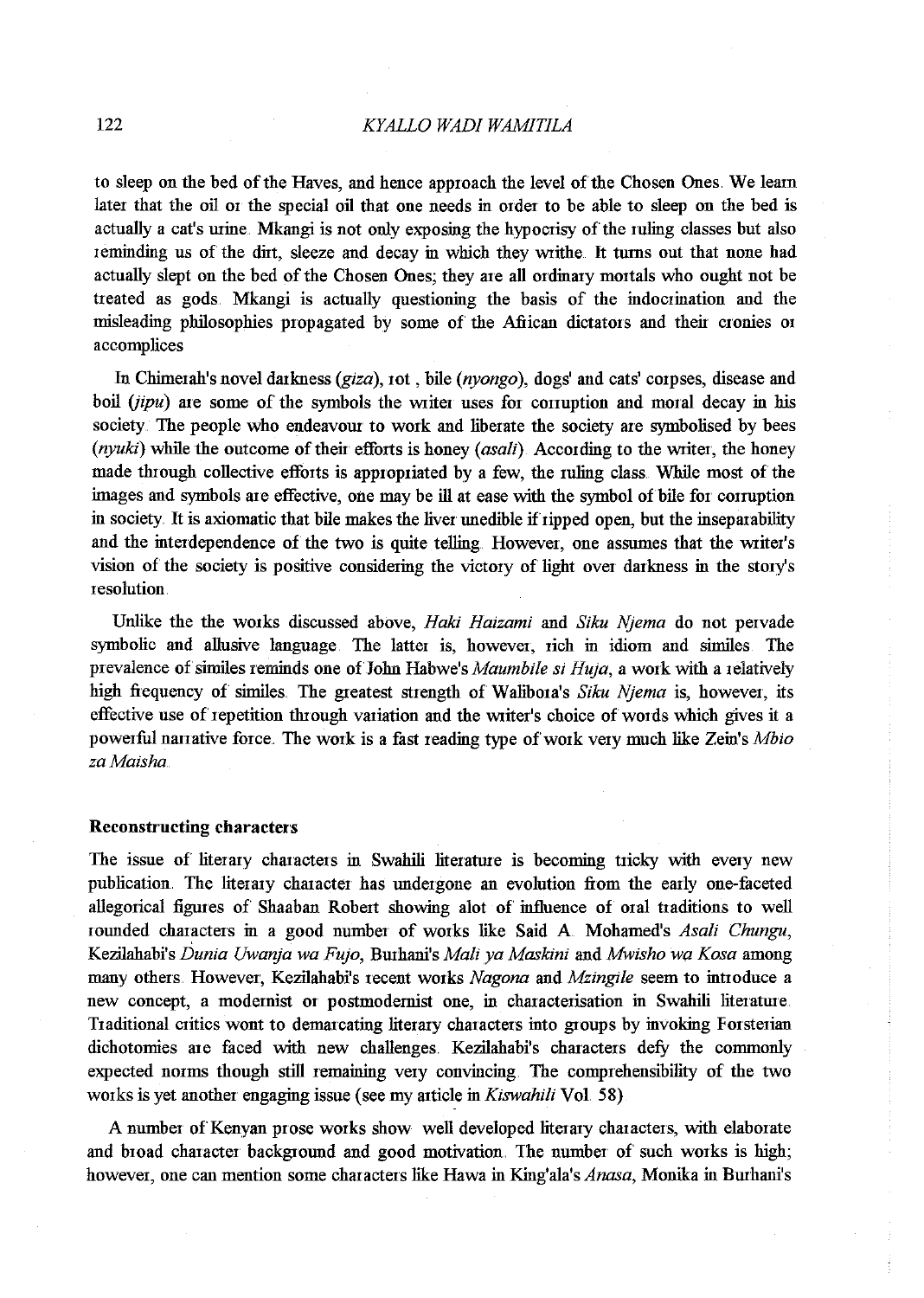to sleep on the bed of the Haves, and hence approach the level of the Chosen Ones. We learn later that the oil or the special oil that one needs in order to be able to sleep on the bed is actually a cat's urine. Mkangi is not only exposing the hypocrisy of the ruling classes but also reminding us of the dirt, sleeze and decay in which they writhe. It turns out that none had actually slept on the bed of the Chosen Ones; they are all ordinary mortals who ought not be treated as gods. Mkangi is actually questioning the basis of the indocrination and the misleading philosophies propagated by some of the African dictators and their cronies or accomplices

In Chimerah's novel darkness (*giza*), rot , bile (*nyongo*), dogs' and cats' corpses, disease and boil (*jipu*) are some of the symbols the writer uses for corruption and moral decay in his society. The people who endeavour to work and liberate the society are symbolised by bees (*nyuki*) while the outcome of their efforts is honey (*asali*). According to the writer, the honey made through collective efforts is appropriated by a few, the ruling class. While most of the images and symbols are effective, one may be ill at ease with the symbol of bile for corruption in society. It is axiomatic that bile makes the liver unedible if ripped open, but the inseparability and the interdependence of the two is quite telling. However, one assumes that the writer's vision of the society is positive considering the victory of light over darkness in the story's resolution.

Unlike the the works discussed above, *Haki Haizami* and *Siku Njema* do not pervade symbolic and allusive language. The latter is, however, rich in idiom and similes. The prevalence of similes reminds one of John Habwe's *Maumbile si Huja*, a work with a relatively high frequency of similes. The greatest strength of Walibora's *Siku Njema* is, however, its effective use of repetition through variation and the writer's choice of words which gives it a powerful narrative force. The work is a fast reading type of work very much like Zein's *Mbio za Maisha*.

### Reconstructing characters

The issue of literary characters in Swahili literature is becoming tricky with every new publication. The literary character has undergone an evolution from the early one-faceted allegorical figures of Shaaban Robert showing alot of influence of oral traditions to well rounded characters in a good number of works like Said A. Mohamed's *Asali Chungu*, Kezilahabi's *Dunia Uwanja wa Fujo*, Burhani's *Mali ya Maskini* and *Mwisho wa Kosa* among many others. However, Kezilahabi's recent works *Nagona* and *Mzingile* seem to introduce a new concept, a modernist or postmodernist one, in characterisation in Swahili literature. Traditional critics wont to demarcating literary characters into groups by invoking Forsterian dichotomies are faced with new challenges. Kezilahabi's characters defy the commonly expected norms though still remaining very convincing. The comprehensibility of the two works is yet another engaging issue (see my article in *Kiswahili* Vol. 58)

A number of Kenyan prose works show well developed literary characters, with elaborate and broad character background and good motivation. The number of such works is high; however, one can mention some characters like Hawa in King'ala's *Anasa*, Monika in Burhani's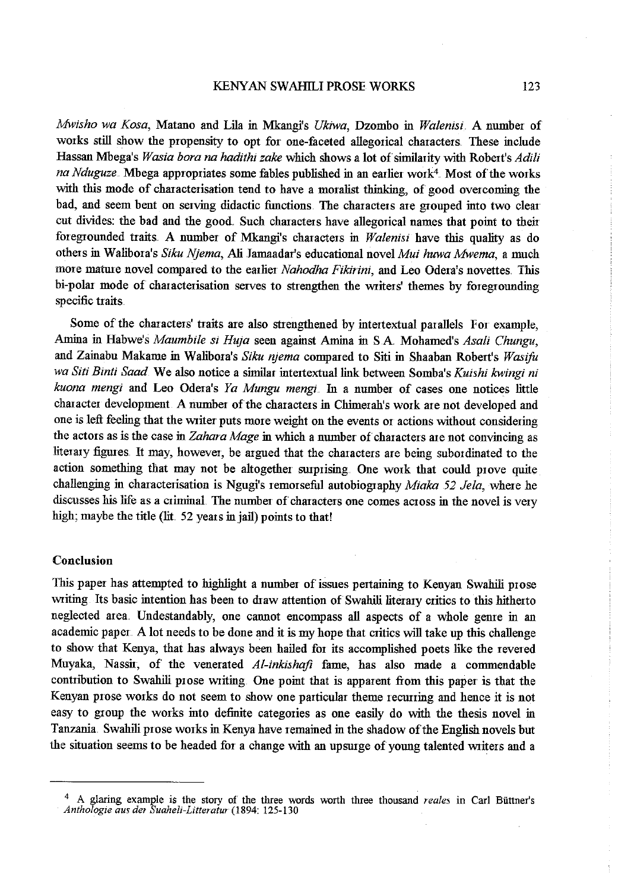*Mwisho wa Kosa*, Matano and Lila in Mkangi's *Ukiwa*, Dzombo in *Walenisi*. A number of works still show the propensity to opt for one-faceted allegorical characters. These include Hassan Mbega's *Wasia bora na hadithi zake* which shows a lot of similarity with Robert's *Adili na Nduguze*. Mbega appropriates some fables published in an earlier work[4]. Most of the works with this mode of characterisation tend to have a moralist thinking, of good overcoming the bad, and seem bent on serving didactic functions. The characters are grouped into two clear cut divides: the bad and the good. Such characters have allegorical names that point to their foregrounded traits. A number of Mkangi's characters in *Walenisi* have this quality as do others in Walibora's *Siku Njema*, Ali Jamaadar's educational novel *Mui huwa Mwema*, a much more mature novel compared to the earlier *Nahodha Fikirini*, and Leo Odera's novettes. This bi-polar mode of characterisation serves to strengthen the writers' themes by foregrounding specific traits.

Some of the characters' traits are also strengthened by intertextual parallels. For example, Amina in Habwe's *Maumbile si Huja* seen against Amina in S.A. Mohamed's *Asali Chungu*, and Zainabu Makame in Walibora's *Siku njema* compared to Siti in Shaaban Robert's *Wasifu wa Siti Binti Saad*. We also notice a similar intertextual link between Somba's *Kuishi kwingi ni kuona mengi* and Leo Odera's *Ya Mungu mengi*. In a number of cases one notices little character development. A number of the characters in Chimerah's work are not developed and one is left feeling that the writer puts more weight on the events or actions without considering the actors as is the case in *Zahara Mage* in which a number of characters are not convincing as literary figures. It may, however, be argued that the characters are being subordinated to the action something that may not be altogether surprising. One work that could prove quite challenging in characterisation is Ngugi's remorseful autobiography *Miaka 52 Jela*, where he discusses his life as a criminal. The number of characters one comes across in the novel is very high; maybe the title (lit. 52 years in jail) points to that!

## Conclusion

This paper has attempted to highlight a number of issues pertaining to Kenyan Swahili prose writing. Its basic intention has been to draw attention of Swahili literary critics to this hitherto neglected area. Undestandably, one cannot encompass all aspects of a whole genre in an academic paper. A lot needs to be done and it is my hope that critics will take up this challenge to show that Kenya, that has always been hailed for its accomplished poets like the revered Muyaka, Nassir, of the venerated *Al-inkishafi* fame, has also made a commendable contribution to Swahili prose writing. One point that is apparent from this paper is that the Kenyan prose works do not seem to show one particular theme recurring and hence it is not easy to group the works into definite categories as one easily do with the thesis novel in Tanzania. Swahili prose works in Kenya have remained in the shadow of the English novels but the situation seems to be headed for a change with an upsurge of young talented writers and a

---

[4] A glaring example is the story of the three words worth three thousand *reales* in Carl Büttner's *Anthologie aus der Suaheli-Litteratur* (1894: 125-130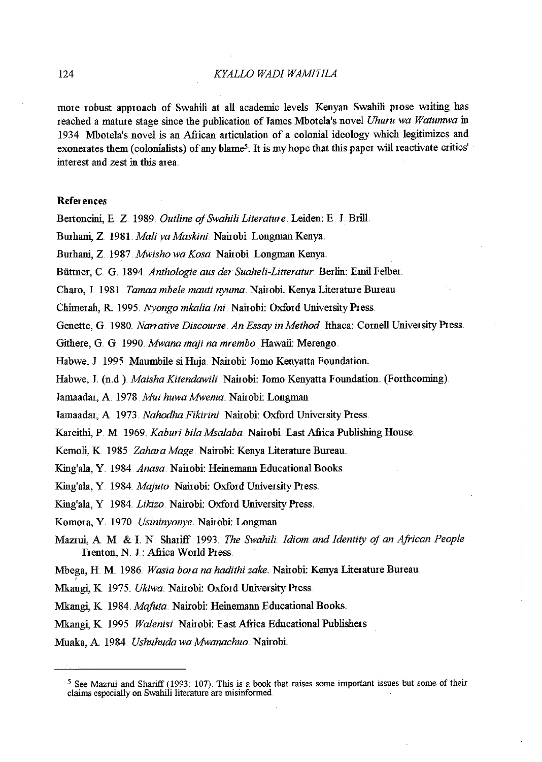more robust approach of Swahili at all academic levels. Kenyan Swahili prose writing has reached a mature stage since the publication of James Mbotela's novel *Uhuru wa Watumwa* in 1934. Mbotela's novel is an African articulation of a colonial ideology which legitimizes and exonerates them (colonialists) of any blame[5]. It is my hope that this paper will reactivate critics' interest and zest in this area.

**References**

Bertoncini, E. Z. 1989. *Outline of Swahili Literature*. Leiden: E. J. Brill.

Burhani, Z. 1981. *Mali ya Maskini*. Nairobi. Longman Kenya.

Burhani, Z. 1987. *Mwisho wa Kosa*. Nairobi. Longman Kenya.

Büttner, C. G. 1894. *Anthologie aus der Suaheli-Litteratur*. Berlin: Emil Felber.

Charo, J. 1981. *Tamaa mbele mauti nyuma*. Nairobi. Kenya Literature Bureau

Chimerah, R. 1995. *Nyongo mkalia Ini*. Nairobi: Oxford University Press.

Genette, G. 1980. *Narrative Discourse. An Essay in Method*. Ithaca: Cornell University Press.

Githere, G. G. 1990. *Mwana maji na mrembo*. Hawaii: Merengo.

Habwe, J. 1995. Maumbile si Huja. Nairobi: Jomo Kenyatta Foundation.

Habwe, J. (n.d.). *Maisha Kitendawili*. Nairobi: Jomo Kenyatta Foundation. (Forthcoming).

Jamaadar, A. 1978. *Mui huwa Mwema*. Nairobi: Longman.

Jamaadar, A. 1973. *Nahodha Fikirini*. Nairobi: Oxford University Press.

Kareithi, P. M. 1969. *Kaburi bila Msalaba*. Nairobi. East Africa Publishing House.

Kemoli, K. 1985. *Zahara Mage*. Nairobi: Kenya Literature Bureau.

King'ala, Y. 1984. *Anasa*. Nairobi: Heinemann Educational Books.

King'ala, Y. 1984. *Majuto*. Nairobi: Oxford University Press.

King'ala, Y. 1984. *Likizo*. Nairobi: Oxford University Press.

Komora, Y. 1970. *Usininyonye*. Nairobi: Longman.

Mazrui, A. M. & I. N. Shariff. 1993. *The Swahili. Idiom and Identity of an African People*. Trenton, N. J.: Africa World Press.

Mbega, H. M. 1986. *Wasia bora na hadithi zake*. Nairobi: Kenya Literature Bureau.

Mkangi, K. 1975. *Ukiwa*. Nairobi: Oxford University Press.

Mkangi, K. 1984. *Mafuta*. Nairobi: Heinemann Educational Books.

Mkangi, K. 1995. *Walenisi*. Nairobi: East Africa Educational Publishers.

Muaka, A. 1984. *Ushuhuda wa Mwanachuo*. Nairobi.

---

[5] See Mazrui and Shariff (1993: 107). This is a book that raises some important issues but some of their claims especially on Swahili literature are misinformed.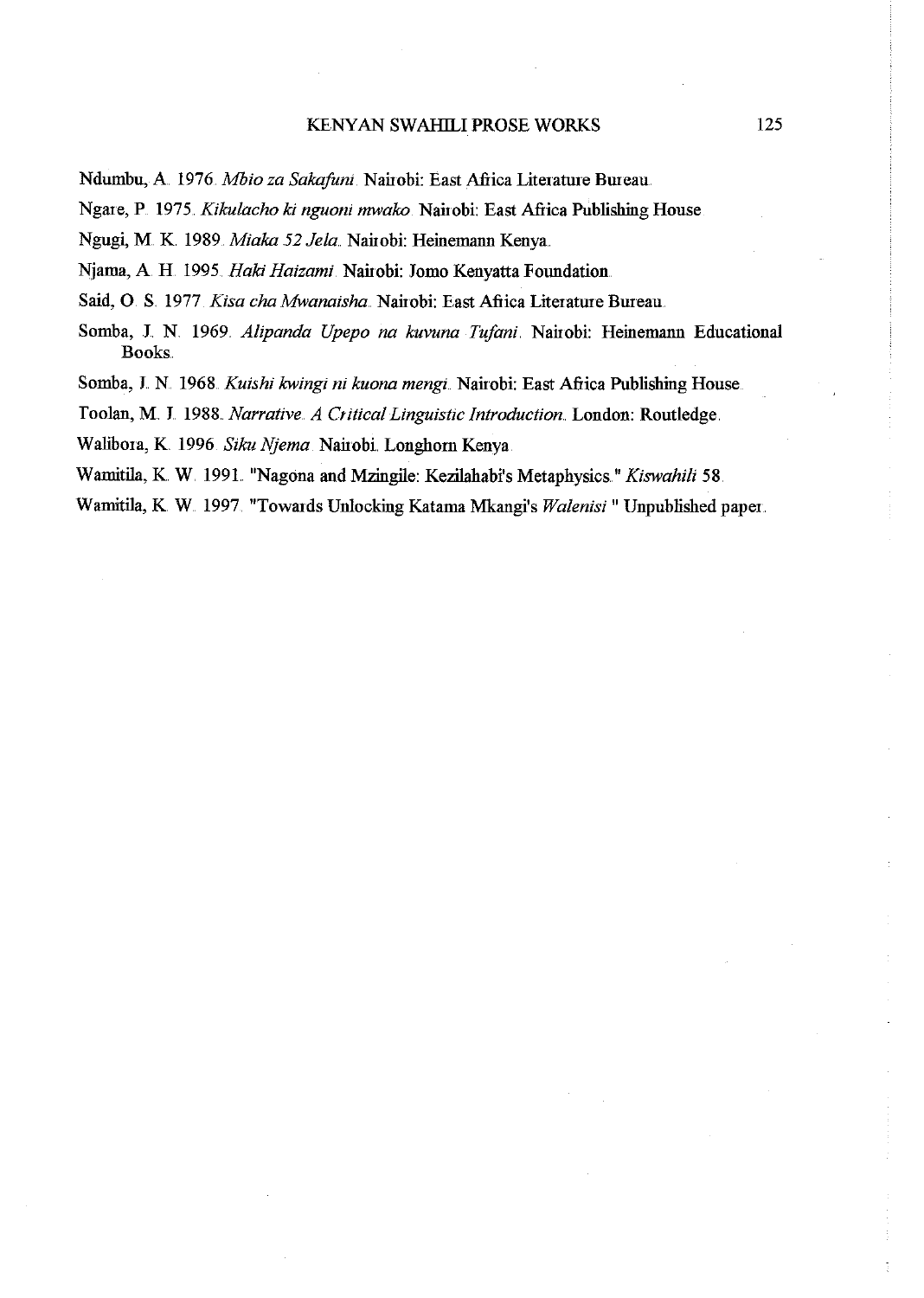Ndumbu, A. 1976. *Mbio za Sakafuni*. Nairobi: East Africa Literature Bureau.

Ngare, P. 1975. *Kikulacho ki nguoni mwako*. Nairobi: East Africa Publishing House.

Ngugi, M. K. 1989. *Miaka 52 Jela*. Nairobi: Heinemann Kenya.

Njama, A. H. 1995. *Haki Haizami*. Nairobi: Jomo Kenyatta Foundation.

Said, O. S. 1977. *Kisa cha Mwanaisha*. Nairobi: East Africa Literature Bureau.

Somba, J. N. 1969. *Alipanda Upepo na kuvuna Tufani*. Nairobi: Heinemann Educational Books.

Somba, J. N. 1968. *Kuishi kwingi ni kuona mengi*. Nairobi: East Africa Publishing House.

Toolan, M. J. 1988. *Narrative. A Critical Linguistic Introduction*. London: Routledge.

Walibora, K. 1996. *Siku Njema*. Nairobi. Longhorn Kenya.

Wamitila, K. W. 1991. "Nagona and Mzingile: Kezilahabi's Metaphysics." *Kiswahili* 58.

Wamitila, K. W. 1997. "Towards Unlocking Katama Mkangi's *Walenisi*." Unpublished paper.